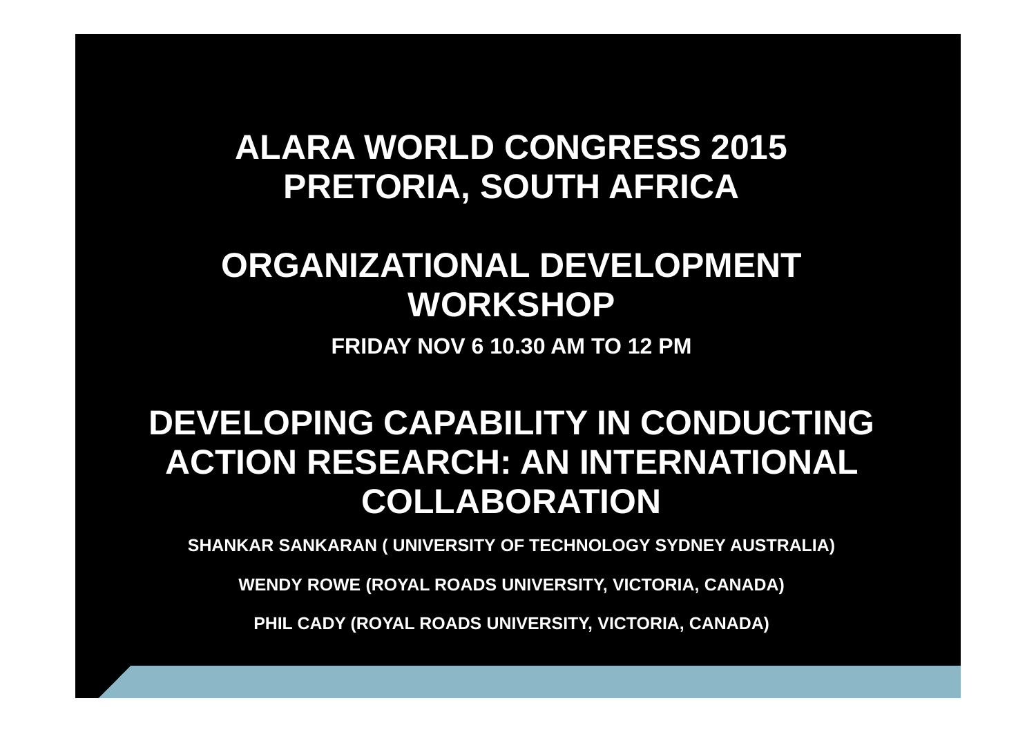# ALARA WORLD CONGRESS 2015
# PRETORIA, SOUTH AFRICA

## ORGANIZATIONAL DEVELOPMENT WORKSHOP

**FRIDAY NOV 6 10.30 AM TO 12 PM**

# DEVELOPING CAPABILITY IN CONDUCTING ACTION RESEARCH: AN INTERNATIONAL COLLABORATION

**SHANKAR SANKARAN ( UNIVERSITY OF TECHNOLOGY SYDNEY AUSTRALIA)**

**WENDY ROWE (ROYAL ROADS UNIVERSITY, VICTORIA, CANADA)**

**PHIL CADY (ROYAL ROADS UNIVERSITY, VICTORIA, CANADA)**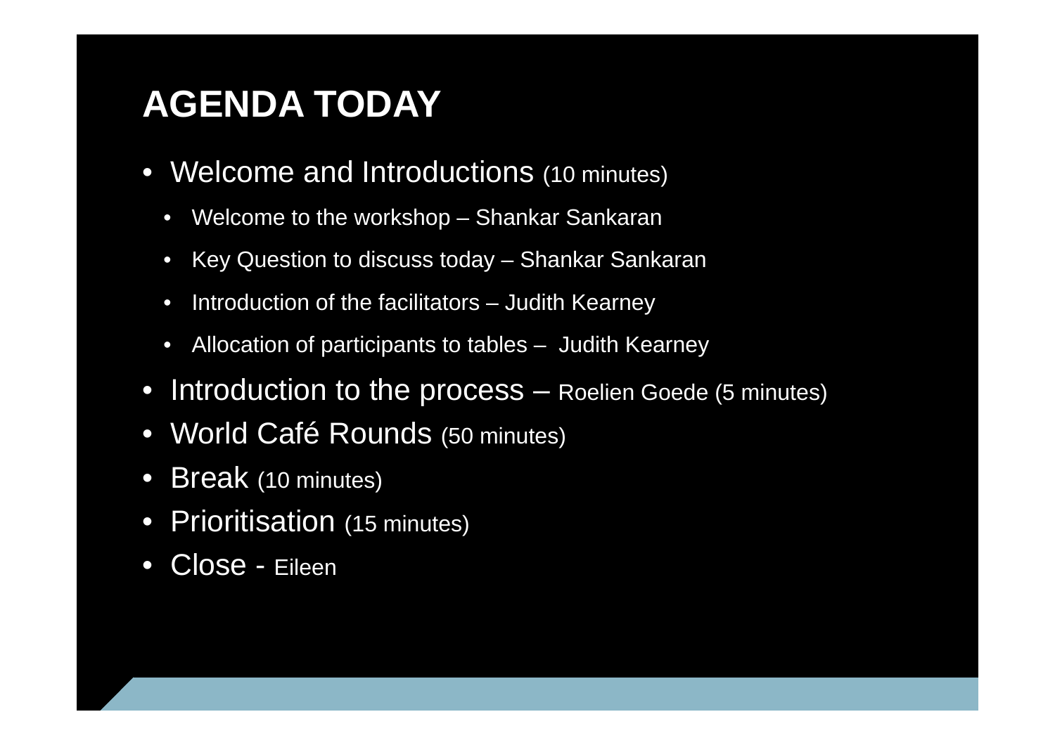# AGENDA TODAY

- Welcome and Introductions (10 minutes)
  - Welcome to the workshop – Shankar Sankaran
  - Key Question to discuss today – Shankar Sankaran
  - Introduction of the facilitators – Judith Kearney
  - Allocation of participants to tables – Judith Kearney
- Introduction to the process – Roelien Goede (5 minutes)
- World Café Rounds (50 minutes)
- Break (10 minutes)
- Prioritisation (15 minutes)
- Close - Eileen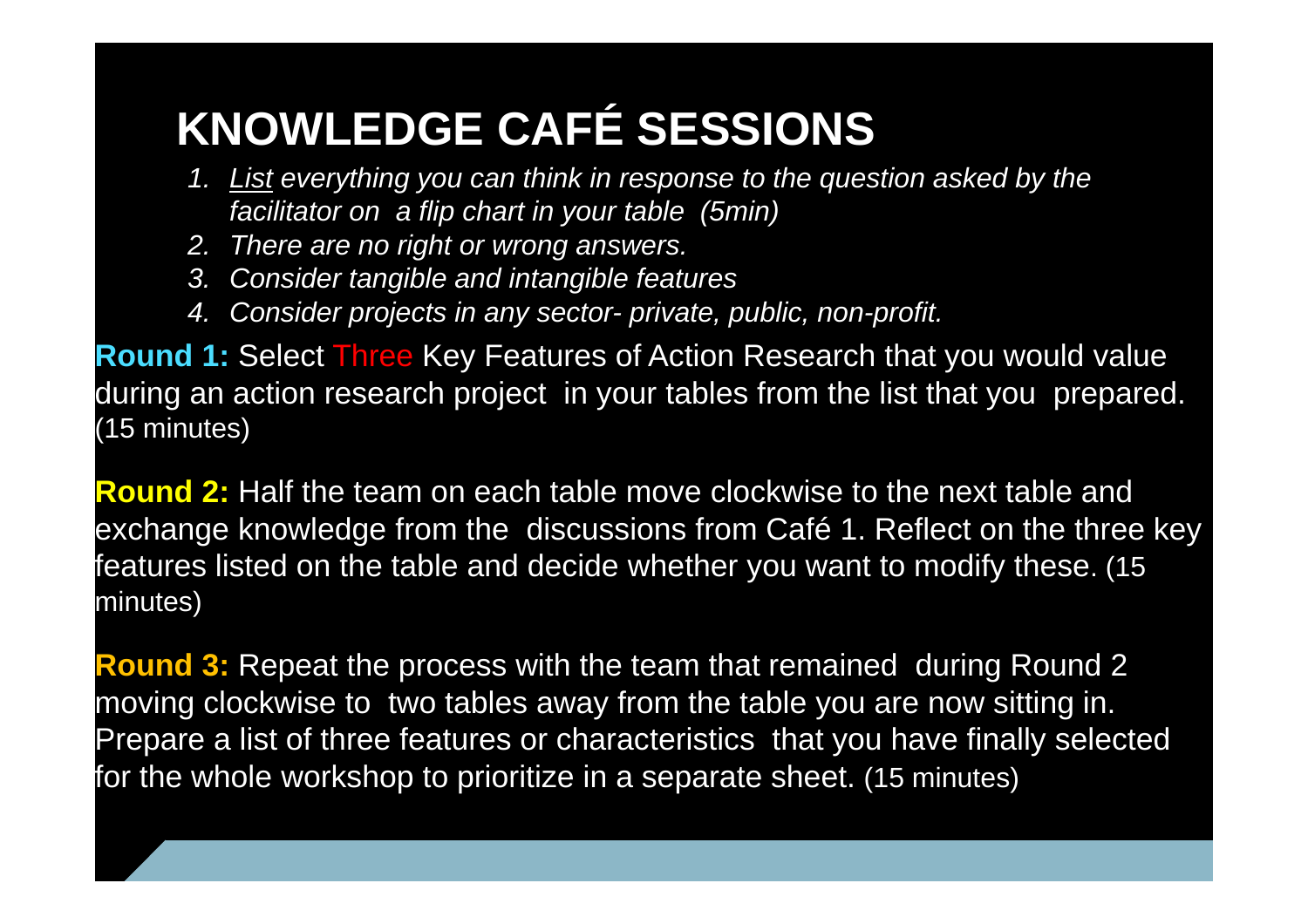# KNOWLEDGE CAFÉ SESSIONS

1. *List everything you can think in response to the question asked by the facilitator on a flip chart in your table (5min)*
2. *There are no right or wrong answers.*
3. *Consider tangible and intangible features*
4. *Consider projects in any sector- private, public, non-profit.*

**Round 1:** Select Three Key Features of Action Research that you would value during an action research project in your tables from the list that you prepared. (15 minutes)

**Round 2:** Half the team on each table move clockwise to the next table and exchange knowledge from the discussions from Café 1. Reflect on the three key features listed on the table and decide whether you want to modify these. (15 minutes)

**Round 3:** Repeat the process with the team that remained during Round 2 moving clockwise to two tables away from the table you are now sitting in. Prepare a list of three features or characteristics that you have finally selected for the whole workshop to prioritize in a separate sheet. (15 minutes)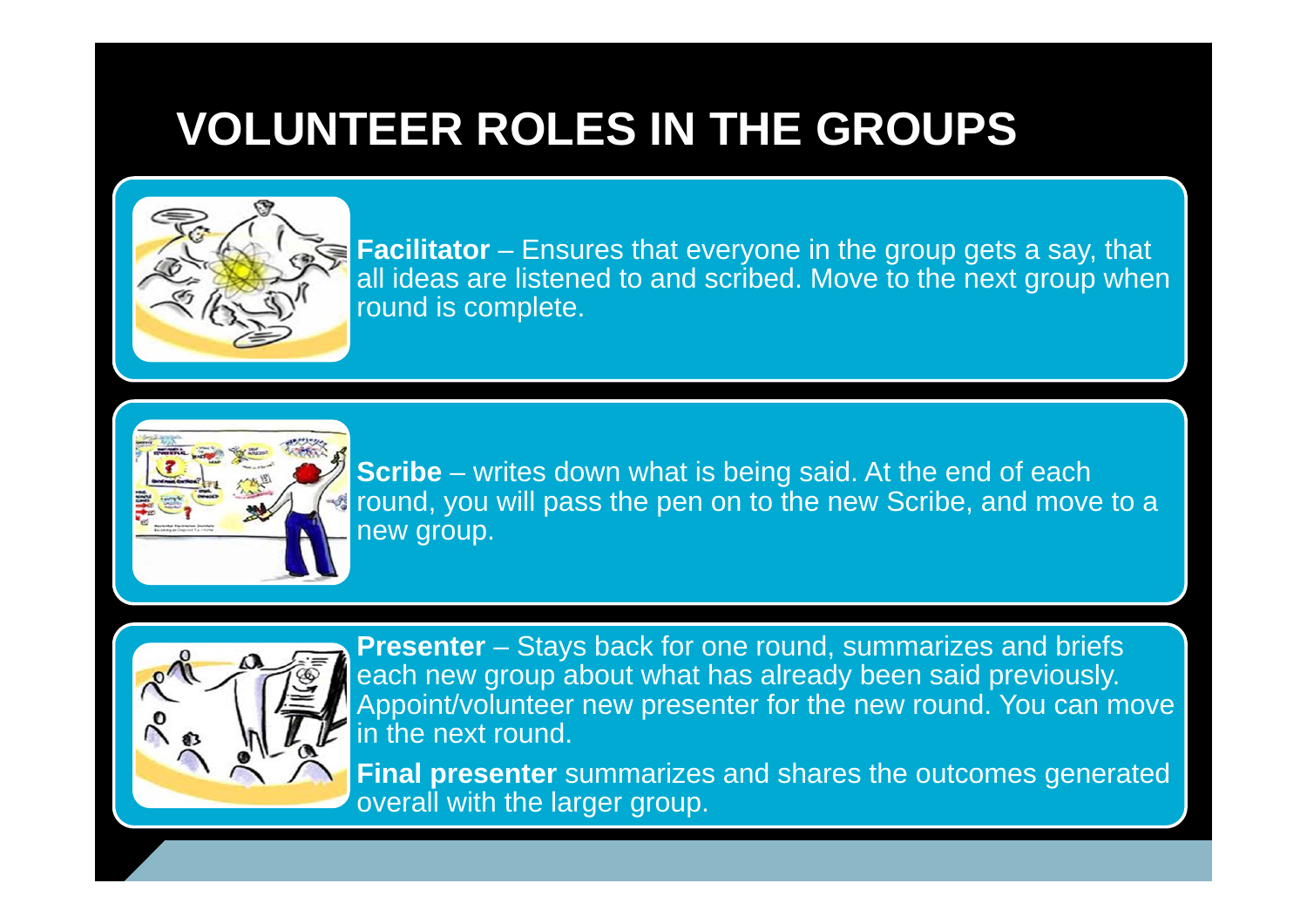# VOLUNTEER ROLES IN THE GROUPS

**Facilitator** – Ensures that everyone in the group gets a say, that all ideas are listened to and scribed. Move to the next group when round is complete.

**Scribe** – writes down what is being said. At the end of each round, you will pass the pen on to the new Scribe, and move to a new group.

**Presenter** – Stays back for one round, summarizes and briefs each new group about what has already been said previously. Appoint/volunteer new presenter for the new round. You can move in the next round.

**Final presenter** summarizes and shares the outcomes generated overall with the larger group.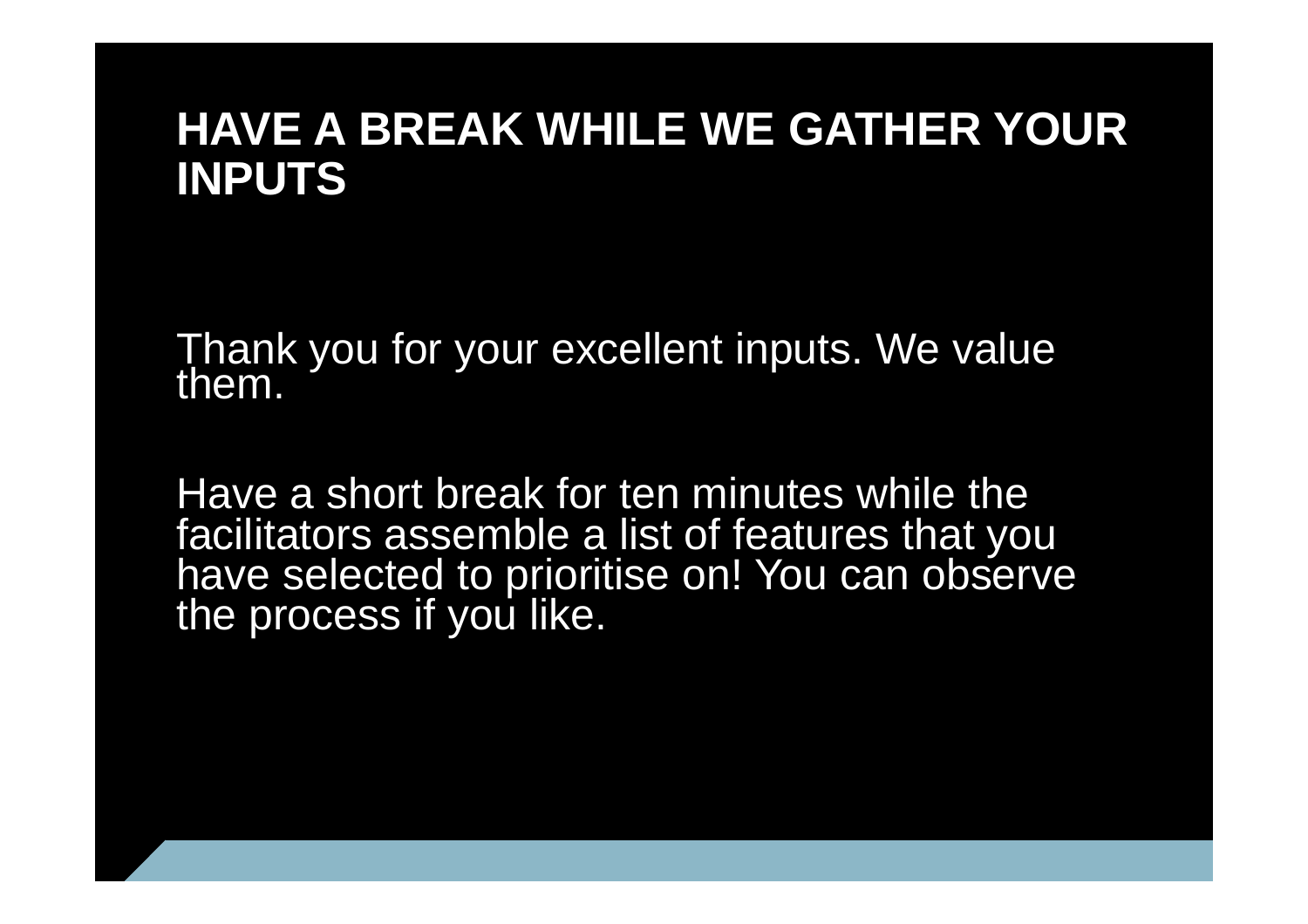# HAVE A BREAK WHILE WE GATHER YOUR INPUTS

Thank you for your excellent inputs. We value them.

Have a short break for ten minutes while the facilitators assemble a list of features that you have selected to prioritise on! You can observe the process if you like.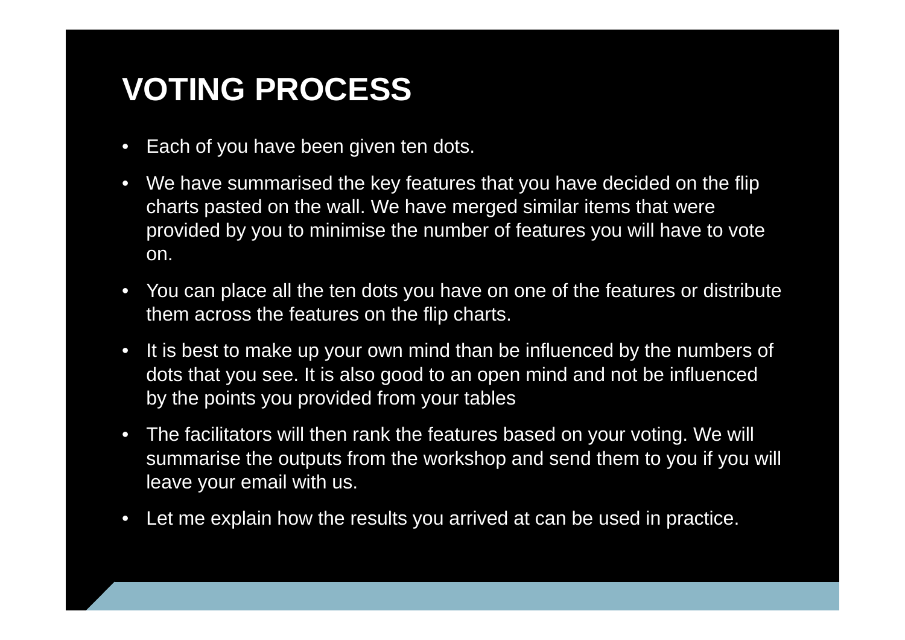# VOTING PROCESS

- Each of you have been given ten dots.
- We have summarised the key features that you have decided on the flip charts pasted on the wall. We have merged similar items that were provided by you to minimise the number of features you will have to vote on.
- You can place all the ten dots you have on one of the features or distribute them across the features on the flip charts.
- It is best to make up your own mind than be influenced by the numbers of dots that you see. It is also good to an open mind and not be influenced by the points you provided from your tables
- The facilitators will then rank the features based on your voting. We will summarise the outputs from the workshop and send them to you if you will leave your email with us.
- Let me explain how the results you arrived at can be used in practice.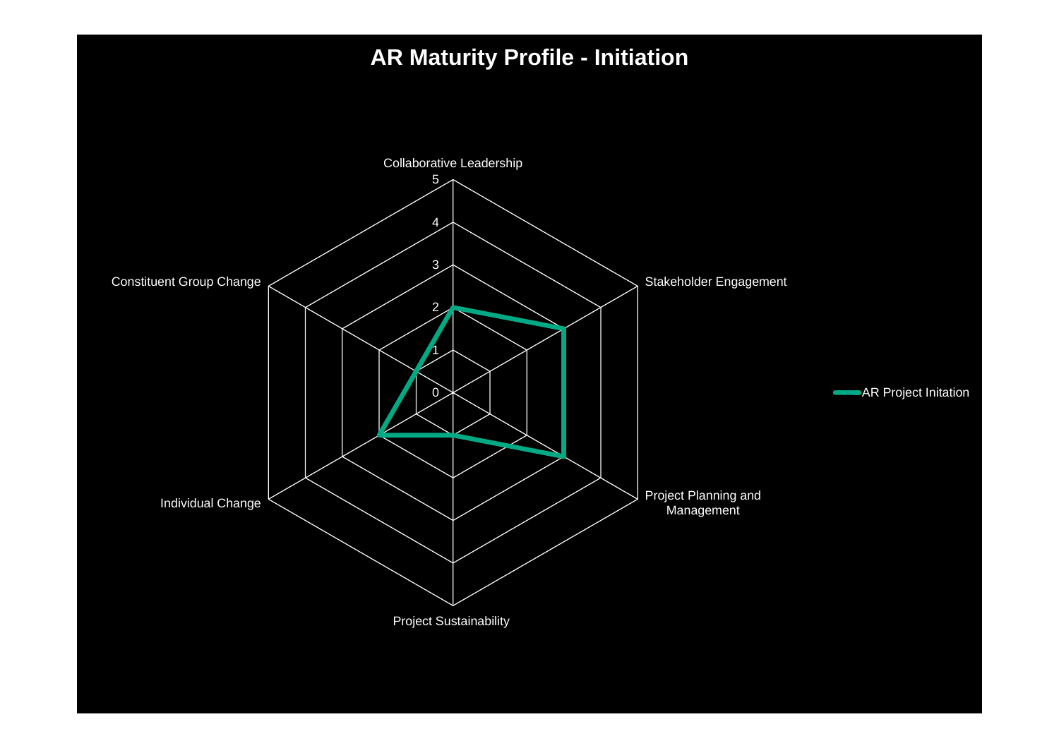# AR Maturity Profile - Initiation

Axes: Collaborative Leadership, Stakeholder Engagement, Project Planning and Management, Project Sustainability, Individual Change, Constituent Group Change

Scale: 0, 1, 2, 3, 4, 5

Legend: AR Project Initation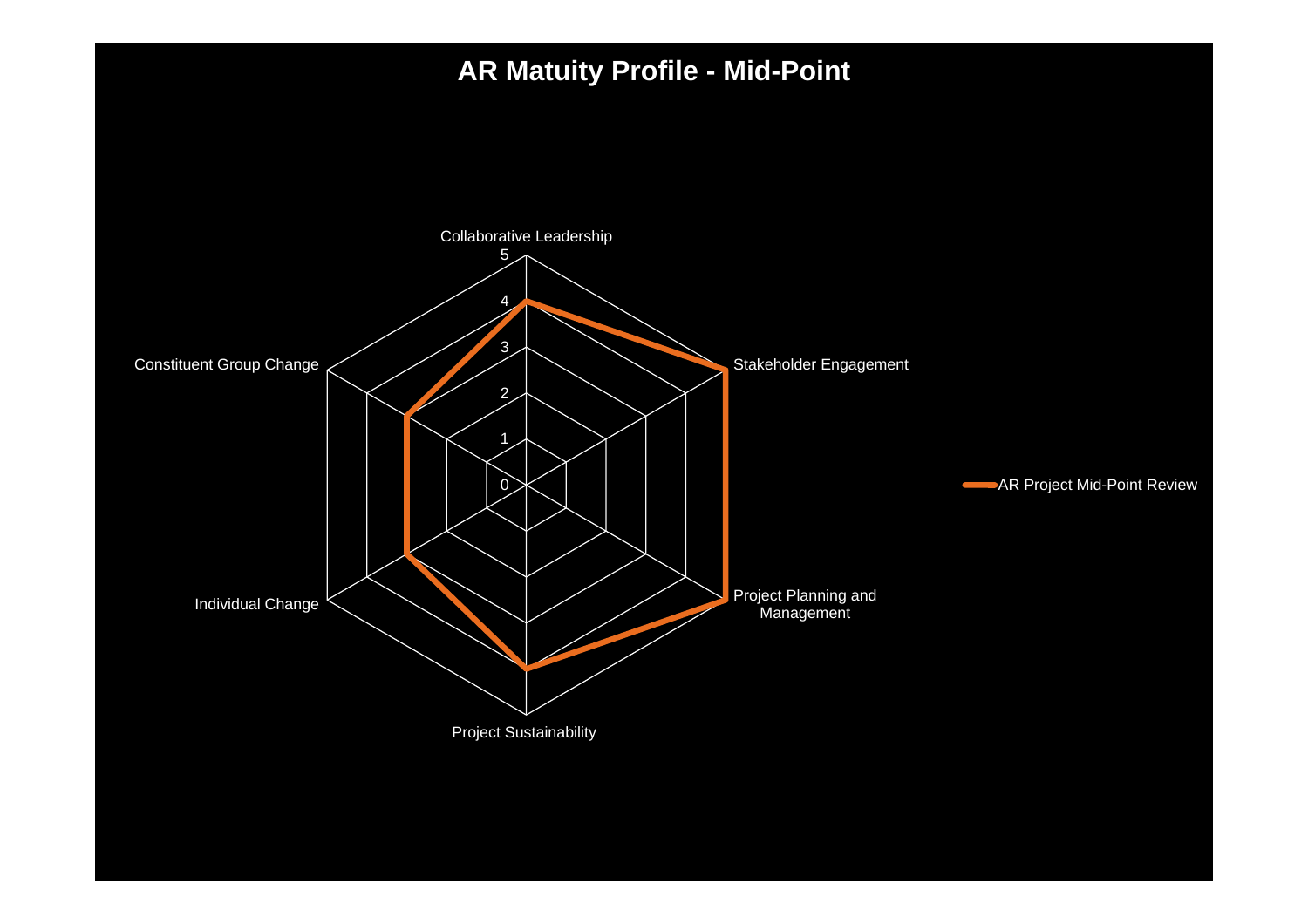# AR Matuity Profile - Mid-Point

Collaborative Leadership

Stakeholder Engagement

Project Planning and Management

Project Sustainability

Individual Change

Constituent Group Change

0 1 2 3 4 5

AR Project Mid-Point Review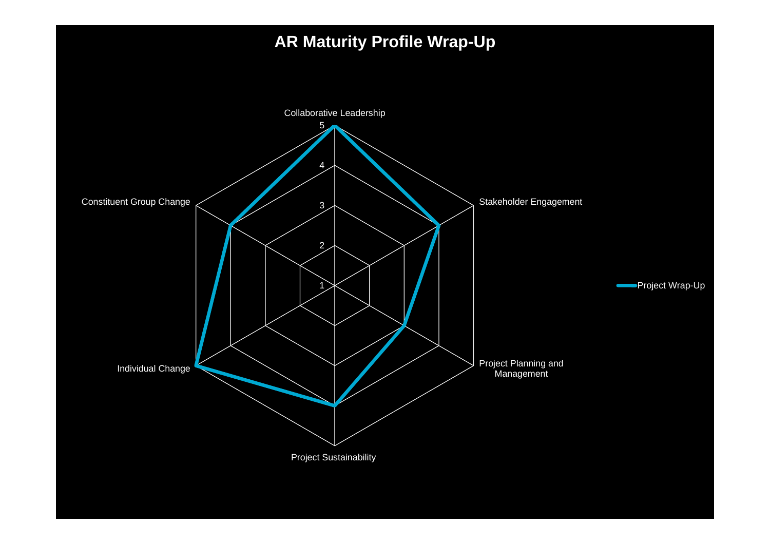# AR Maturity Profile Wrap-Up

Collaborative Leadership

5

4

3

2

1

Stakeholder Engagement

Project Planning and Management

Project Sustainability

Individual Change

Constituent Group Change

Project Wrap-Up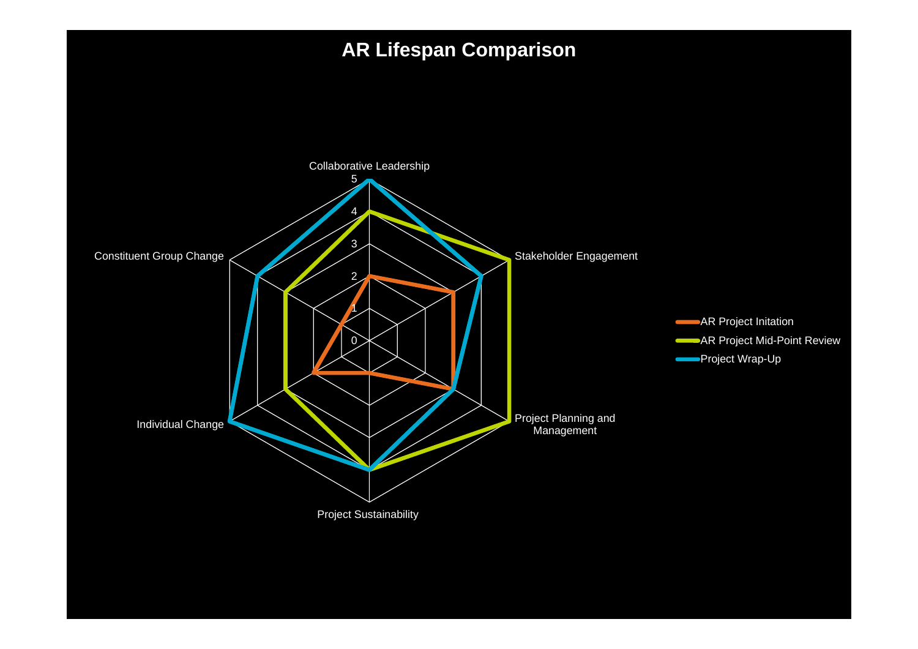# AR Lifespan Comparison

Collaborative Leadership

Stakeholder Engagement

Project Planning and Management

Project Sustainability

Individual Change

Constituent Group Change

5

4

3

2

1

0

AR Project Initation

AR Project Mid-Point Review

Project Wrap-Up